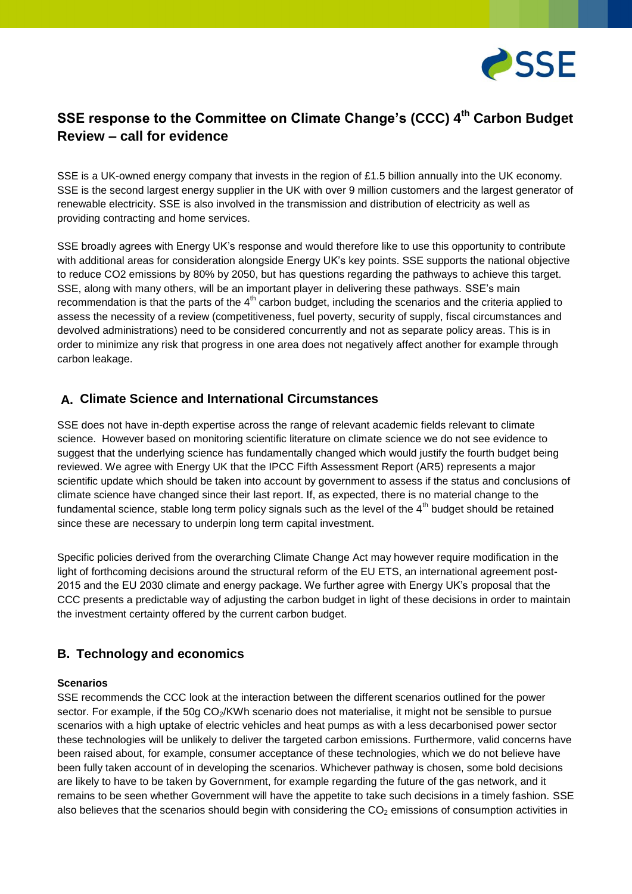# SSE response to the Committee on Climate Change's (CCC) 4th Carbon Budget Review – call for evidence

SSE is a UK-owned energy company that invests in the region of £1.5 billion annually into the UK economy. SSE is the second largest energy supplier in the UK with over 9 million customers and the largest generator of renewable electricity. SSE is also involved in the transmission and distribution of electricity as well as providing contracting and home services.

SSE broadly agrees with Energy UK's response and would therefore like to use this opportunity to contribute with additional areas for consideration alongside Energy UK's key points. SSE supports the national objective to reduce CO2 emissions by 80% by 2050, but has questions regarding the pathways to achieve this target. SSE, along with many others, will be an important player in delivering these pathways. SSE's main recommendation is that the parts of the 4th carbon budget, including the scenarios and the criteria applied to assess the necessity of a review (competitiveness, fuel poverty, security of supply, fiscal circumstances and devolved administrations) need to be considered concurrently and not as separate policy areas. This is in order to minimize any risk that progress in one area does not negatively affect another for example through carbon leakage.

## A. Climate Science and International Circumstances

SSE does not have in-depth expertise across the range of relevant academic fields relevant to climate science. However based on monitoring scientific literature on climate science we do not see evidence to suggest that the underlying science has fundamentally changed which would justify the fourth budget being reviewed. We agree with Energy UK that the IPCC Fifth Assessment Report (AR5) represents a major scientific update which should be taken into account by government to assess if the status and conclusions of climate science have changed since their last report. If, as expected, there is no material change to the fundamental science, stable long term policy signals such as the level of the 4th budget should be retained since these are necessary to underpin long term capital investment.

Specific policies derived from the overarching Climate Change Act may however require modification in the light of forthcoming decisions around the structural reform of the EU ETS, an international agreement post-2015 and the EU 2030 climate and energy package. We further agree with Energy UK's proposal that the CCC presents a predictable way of adjusting the carbon budget in light of these decisions in order to maintain the investment certainty offered by the current carbon budget.

## B. Technology and economics

**Scenarios**

SSE recommends the CCC look at the interaction between the different scenarios outlined for the power sector. For example, if the 50g $CO_2$/KWh scenario does not materialise, it might not be sensible to pursue scenarios with a high uptake of electric vehicles and heat pumps as with a less decarbonised power sector these technologies will be unlikely to deliver the targeted carbon emissions. Furthermore, valid concerns have been raised about, for example, consumer acceptance of these technologies, which we do not believe have been fully taken account of in developing the scenarios. Whichever pathway is chosen, some bold decisions are likely to have to be taken by Government, for example regarding the future of the gas network, and it remains to be seen whether Government will have the appetite to take such decisions in a timely fashion. SSE also believes that the scenarios should begin with considering the $CO_2$ emissions of consumption activities in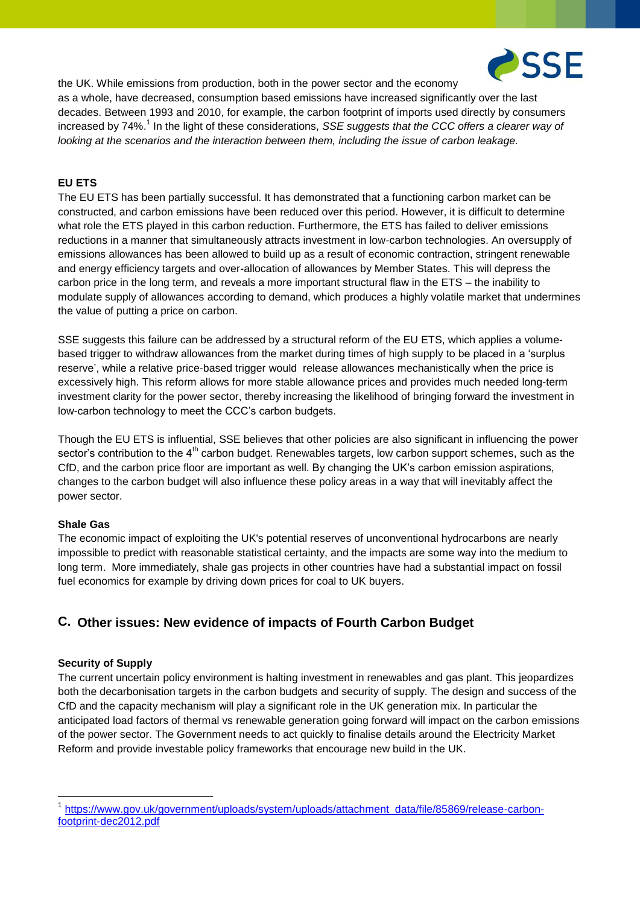the UK. While emissions from production, both in the power sector and the economy as a whole, have decreased, consumption based emissions have increased significantly over the last decades. Between 1993 and 2010, for example, the carbon footprint of imports used directly by consumers increased by 74%.[1] In the light of these considerations, *SSE suggests that the CCC offers a clearer way of looking at the scenarios and the interaction between them, including the issue of carbon leakage.*

**EU ETS**

The EU ETS has been partially successful. It has demonstrated that a functioning carbon market can be constructed, and carbon emissions have been reduced over this period. However, it is difficult to determine what role the ETS played in this carbon reduction. Furthermore, the ETS has failed to deliver emissions reductions in a manner that simultaneously attracts investment in low-carbon technologies. An oversupply of emissions allowances has been allowed to build up as a result of economic contraction, stringent renewable and energy efficiency targets and over-allocation of allowances by Member States. This will depress the carbon price in the long term, and reveals a more important structural flaw in the ETS – the inability to modulate supply of allowances according to demand, which produces a highly volatile market that undermines the value of putting a price on carbon.

SSE suggests this failure can be addressed by a structural reform of the EU ETS, which applies a volume-based trigger to withdraw allowances from the market during times of high supply to be placed in a 'surplus reserve', while a relative price-based trigger would release allowances mechanistically when the price is excessively high. This reform allows for more stable allowance prices and provides much needed long-term investment clarity for the power sector, thereby increasing the likelihood of bringing forward the investment in low-carbon technology to meet the CCC's carbon budgets.

Though the EU ETS is influential, SSE believes that other policies are also significant in influencing the power sector's contribution to the 4th carbon budget. Renewables targets, low carbon support schemes, such as the CfD, and the carbon price floor are important as well. By changing the UK's carbon emission aspirations, changes to the carbon budget will also influence these policy areas in a way that will inevitably affect the power sector.

**Shale Gas**

The economic impact of exploiting the UK's potential reserves of unconventional hydrocarbons are nearly impossible to predict with reasonable statistical certainty, and the impacts are some way into the medium to long term. More immediately, shale gas projects in other countries have had a substantial impact on fossil fuel economics for example by driving down prices for coal to UK buyers.

## C. Other issues: New evidence of impacts of Fourth Carbon Budget

**Security of Supply**

The current uncertain policy environment is halting investment in renewables and gas plant. This jeopardizes both the decarbonisation targets in the carbon budgets and security of supply. The design and success of the CfD and the capacity mechanism will play a significant role in the UK generation mix. In particular the anticipated load factors of thermal vs renewable generation going forward will impact on the carbon emissions of the power sector. The Government needs to act quickly to finalise details around the Electricity Market Reform and provide investable policy frameworks that encourage new build in the UK.

[1] https://www.gov.uk/government/uploads/system/uploads/attachment_data/file/85869/release-carbon-footprint-dec2012.pdf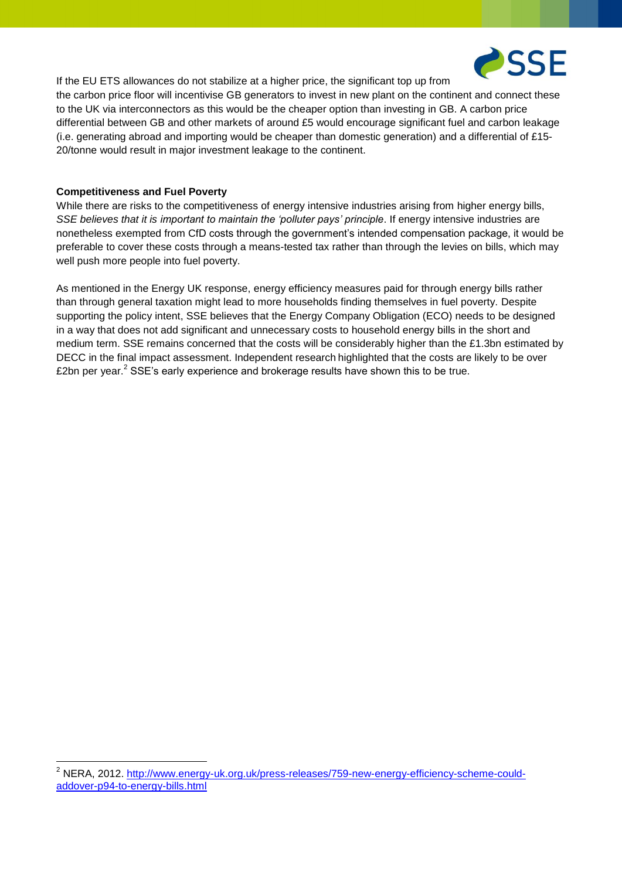If the EU ETS allowances do not stabilize at a higher price, the significant top up from the carbon price floor will incentivise GB generators to invest in new plant on the continent and connect these to the UK via interconnectors as this would be the cheaper option than investing in GB. A carbon price differential between GB and other markets of around £5 would encourage significant fuel and carbon leakage (i.e. generating abroad and importing would be cheaper than domestic generation) and a differential of £15-20/tonne would result in major investment leakage to the continent.

**Competitiveness and Fuel Poverty**

While there are risks to the competitiveness of energy intensive industries arising from higher energy bills, *SSE believes that it is important to maintain the 'polluter pays' principle*. If energy intensive industries are nonetheless exempted from CfD costs through the government's intended compensation package, it would be preferable to cover these costs through a means-tested tax rather than through the levies on bills, which may well push more people into fuel poverty.

As mentioned in the Energy UK response, energy efficiency measures paid for through energy bills rather than through general taxation might lead to more households finding themselves in fuel poverty. Despite supporting the policy intent, SSE believes that the Energy Company Obligation (ECO) needs to be designed in a way that does not add significant and unnecessary costs to household energy bills in the short and medium term. SSE remains concerned that the costs will be considerably higher than the £1.3bn estimated by DECC in the final impact assessment. Independent research highlighted that the costs are likely to be over £2bn per year.[2] SSE's early experience and brokerage results have shown this to be true.

---

[2] NERA, 2012. http://www.energy-uk.org.uk/press-releases/759-new-energy-efficiency-scheme-could-addover-p94-to-energy-bills.html